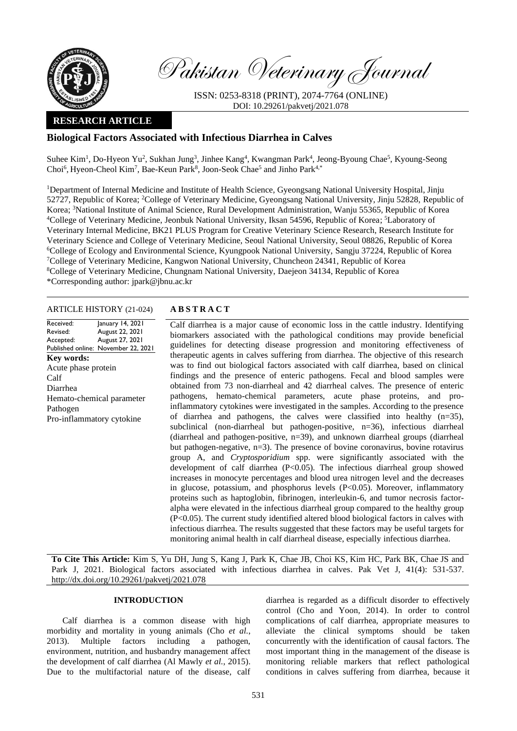Pakistan Veterinary Journal

ISSN: 0253-8318 (PRINT), 2074-7764 (ONLINE)
DOI: 10.29261/pakvetj/2021.078

**RESEARCH ARTICLE**

# Biological Factors Associated with Infectious Diarrhea in Calves

Suhee Kim[1], Do-Hyeon Yu[2], Sukhan Jung[3], Jinhee Kang[4], Kwangman Park[4], Jeong-Byoung Chae[5], Kyoung-Seong Choi[6], Hyeon-Cheol Kim[7], Bae-Keun Park[8], Joon-Seok Chae[5] and Jinho Park[4,*]

[1]Department of Internal Medicine and Institute of Health Science, Gyeongsang National University Hospital, Jinju 52727, Republic of Korea; [2]College of Veterinary Medicine, Gyeongsang National University, Jinju 52828, Republic of Korea; [3]National Institute of Animal Science, Rural Development Administration, Wanju 55365, Republic of Korea [4]College of Veterinary Medicine, Jeonbuk National University, Iksan 54596, Republic of Korea; [5]Laboratory of Veterinary Internal Medicine, BK21 PLUS Program for Creative Veterinary Science Research, Research Institute for Veterinary Science and College of Veterinary Medicine, Seoul National University, Seoul 08826, Republic of Korea [6]College of Ecology and Environmental Science, Kyungpook National University, Sangju 37224, Republic of Korea [7]College of Veterinary Medicine, Kangwon National University, Chuncheon 24341, Republic of Korea [8]College of Veterinary Medicine, Chungnam National University, Daejeon 34134, Republic of Korea
*Corresponding author: jpark@jbnu.ac.kr

**ARTICLE HISTORY** (21-024)

| | |
|---|---|
| Received: | January 14, 2021 |
| Revised: | August 22, 2021 |
| Accepted: | August 27, 2021 |
| Published online: | November 22, 2021 |

**Key words:**
Acute phase protein
Calf
Diarrhea
Hemato-chemical parameter
Pathogen
Pro-inflammatory cytokine

**ABSTRACT**

Calf diarrhea is a major cause of economic loss in the cattle industry. Identifying biomarkers associated with the pathological conditions may provide beneficial guidelines for detecting disease progression and monitoring effectiveness of therapeutic agents in calves suffering from diarrhea. The objective of this research was to find out biological factors associated with calf diarrhea, based on clinical findings and the presence of enteric pathogens. Fecal and blood samples were obtained from 73 non-diarrheal and 42 diarrheal calves. The presence of enteric pathogens, hemato-chemical parameters, acute phase proteins, and pro-inflammatory cytokines were investigated in the samples. According to the presence of diarrhea and pathogens, the calves were classified into healthy (n=35), subclinical (non-diarrheal but pathogen-positive, n=36), infectious diarrheal (diarrheal and pathogen-positive, n=39), and unknown diarrheal groups (diarrheal but pathogen-negative, n=3). The presence of bovine coronavirus, bovine rotavirus group A, and *Cryptosporidium* spp. were significantly associated with the development of calf diarrhea (P<0.05). The infectious diarrheal group showed increases in monocyte percentages and blood urea nitrogen level and the decreases in glucose, potassium, and phosphorus levels (P<0.05). Moreover, inflammatory proteins such as haptoglobin, fibrinogen, interleukin-6, and tumor necrosis factor-alpha were elevated in the infectious diarrheal group compared to the healthy group (P<0.05). The current study identified altered blood biological factors in calves with infectious diarrhea. The results suggested that these factors may be useful targets for monitoring animal health in calf diarrheal disease, especially infectious diarrhea.

**To Cite This Article:** Kim S, Yu DH, Jung S, Kang J, Park K, Chae JB, Choi KS, Kim HC, Park BK, Chae JS and Park J, 2021. Biological factors associated with infectious diarrhea in calves. Pak Vet J, 41(4): 531-537. http://dx.doi.org/10.29261/pakvetj/2021.078

## INTRODUCTION

Calf diarrhea is a common disease with high morbidity and mortality in young animals (Cho *et al.,* 2013). Multiple factors including a pathogen, environment, nutrition, and husbandry management affect the development of calf diarrhea (Al Mawly *et al.,* 2015). Due to the multifactorial nature of the disease, calf diarrhea is regarded as a difficult disorder to effectively control (Cho and Yoon, 2014). In order to control complications of calf diarrhea, appropriate measures to alleviate the clinical symptoms should be taken concurrently with the identification of causal factors. The most important thing in the management of the disease is monitoring reliable markers that reflect pathological conditions in calves suffering from diarrhea, because it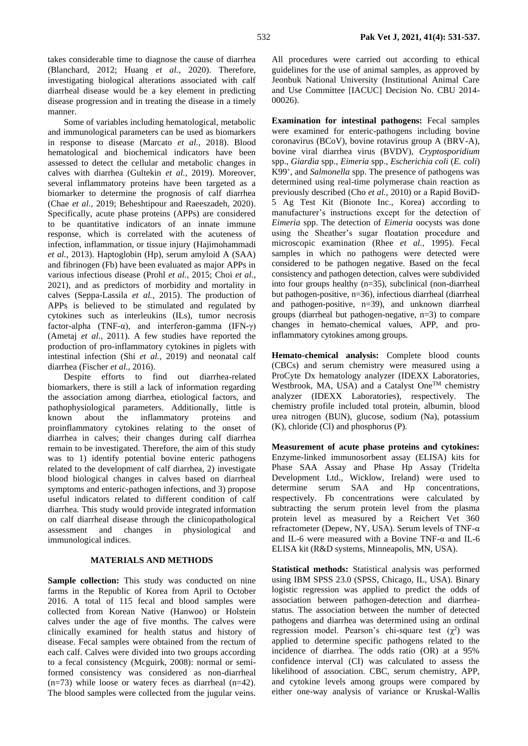takes considerable time to diagnose the cause of diarrhea (Blanchard, 2012; Huang *et al.*, 2020). Therefore, investigating biological alterations associated with calf diarrheal disease would be a key element in predicting disease progression and in treating the disease in a timely manner.

Some of variables including hematological, metabolic and immunological parameters can be used as biomarkers in response to disease (Marcato *et al.*, 2018). Blood hematological and biochemical indicators have been assessed to detect the cellular and metabolic changes in calves with diarrhea (Gultekin *et al.*, 2019). Moreover, several inflammatory proteins have been targeted as a biomarker to determine the prognosis of calf diarrhea (Chae *et al.*, 2019; Beheshtipour and Raeeszadeh, 2020). Specifically, acute phase proteins (APPs) are considered to be quantitative indicators of an innate immune response, which is correlated with the acuteness of infection, inflammation, or tissue injury (Hajimohammadi *et al.*, 2013). Haptoglobin (Hp), serum amyloid A (SAA) and fibrinogen (Fb) have been evaluated as major APPs in various infectious disease (Prohl *et al.*, 2015; Choi *et al.*, 2021), and as predictors of morbidity and mortality in calves (Seppa-Lassila *et al.*, 2015). The production of APPs is believed to be stimulated and regulated by cytokines such as interleukins (ILs), tumor necrosis factor-alpha (TNF-α), and interferon-gamma (IFN-γ) (Ametaj *et al.*, 2011). A few studies have reported the production of pro-inflammatory cytokines in piglets with intestinal infection (Shi *et al.*, 2019) and neonatal calf diarrhea (Fischer *et al.*, 2016).

Despite efforts to find out diarrhea-related biomarkers, there is still a lack of information regarding the association among diarrhea, etiological factors, and pathophysiological parameters. Additionally, little is known about the inflammatory proteins and proinflammatory cytokines relating to the onset of diarrhea in calves; their changes during calf diarrhea remain to be investigated. Therefore, the aim of this study was to 1) identify potential bovine enteric pathogens related to the development of calf diarrhea, 2) investigate blood biological changes in calves based on diarrheal symptoms and enteric-pathogen infections, and 3) propose useful indicators related to different condition of calf diarrhea. This study would provide integrated information on calf diarrheal disease through the clinicopathological assessment and changes in physiological and immunological indices.

## MATERIALS AND METHODS

**Sample collection:** This study was conducted on nine farms in the Republic of Korea from April to October 2016. A total of 115 fecal and blood samples were collected from Korean Native (Hanwoo) or Holstein calves under the age of five months. The calves were clinically examined for health status and history of disease. Fecal samples were obtained from the rectum of each calf. Calves were divided into two groups according to a fecal consistency (Mcguirk, 2008): normal or semi-formed consistency was considered as non-diarrheal (n=73) while loose or watery feces as diarrheal (n=42). The blood samples were collected from the jugular veins. All procedures were carried out according to ethical guidelines for the use of animal samples, as approved by Jeonbuk National University (Institutional Animal Care and Use Committee [IACUC] Decision No. CBU 2014-00026).

**Examination for intestinal pathogens:** Fecal samples were examined for enteric-pathogens including bovine coronavirus (BCoV), bovine rotavirus group A (BRV-A), bovine viral diarrhea virus (BVDV), *Cryptosporidium* spp., *Giardia* spp., *Eimeria* spp., *Escherichia coli* (*E. coli*) K99$^+$, and *Salmonella* spp. The presence of pathogens was determined using real-time polymerase chain reaction as previously described (Cho *et al.*, 2010) or a Rapid BoviD-5 Ag Test Kit (Bionote Inc., Korea) according to manufacturer's instructions except for the detection of *Eimeria* spp. The detection of *Eimeria* oocysts was done using the Sheather's sugar floatation procedure and microscopic examination (Rhee *et al.*, 1995). Fecal samples in which no pathogens were detected were considered to be pathogen negative. Based on the fecal consistency and pathogen detection, calves were subdivided into four groups healthy (n=35), subclinical (non-diarrheal but pathogen-positive, n=36), infectious diarrheal (diarrheal and pathogen-positive, n=39), and unknown diarrheal groups (diarrheal but pathogen-negative, n=3) to compare changes in hemato-chemical values, APP, and pro-inflammatory cytokines among groups.

**Hemato-chemical analysis:** Complete blood counts (CBCs) and serum chemistry were measured using a ProCyte Dx hematology analyzer (IDEXX Laboratories, Westbrook, MA, USA) and a Catalyst One™ chemistry analyzer (IDEXX Laboratories), respectively. The chemistry profile included total protein, albumin, blood urea nitrogen (BUN), glucose, sodium (Na), potassium (K), chloride (Cl) and phosphorus (P).

**Measurement of acute phase proteins and cytokines:** Enzyme-linked immunosorbent assay (ELISA) kits for Phase SAA Assay and Phase Hp Assay (Tridelta Development Ltd., Wicklow, Ireland) were used to determine serum SAA and Hp concentrations, respectively. Fb concentrations were calculated by subtracting the serum protein level from the plasma protein level as measured by a Reichert Vet 360 refractometer (Depew, NY, USA). Serum levels of TNF-α and IL-6 were measured with a Bovine TNF-α and IL-6 ELISA kit (R&D systems, Minneapolis, MN, USA).

**Statistical methods:** Statistical analysis was performed using IBM SPSS 23.0 (SPSS, Chicago, IL, USA). Binary logistic regression was applied to predict the odds of association between pathogen-detection and diarrhea-status. The association between the number of detected pathogens and diarrhea was determined using an ordinal regression model. Pearson's chi-square test ($\chi^2$) was applied to determine specific pathogens related to the incidence of diarrhea. The odds ratio (OR) at a 95% confidence interval (CI) was calculated to assess the likelihood of association. CBC, serum chemistry, APP, and cytokine levels among groups were compared by either one-way analysis of variance or Kruskal-Wallis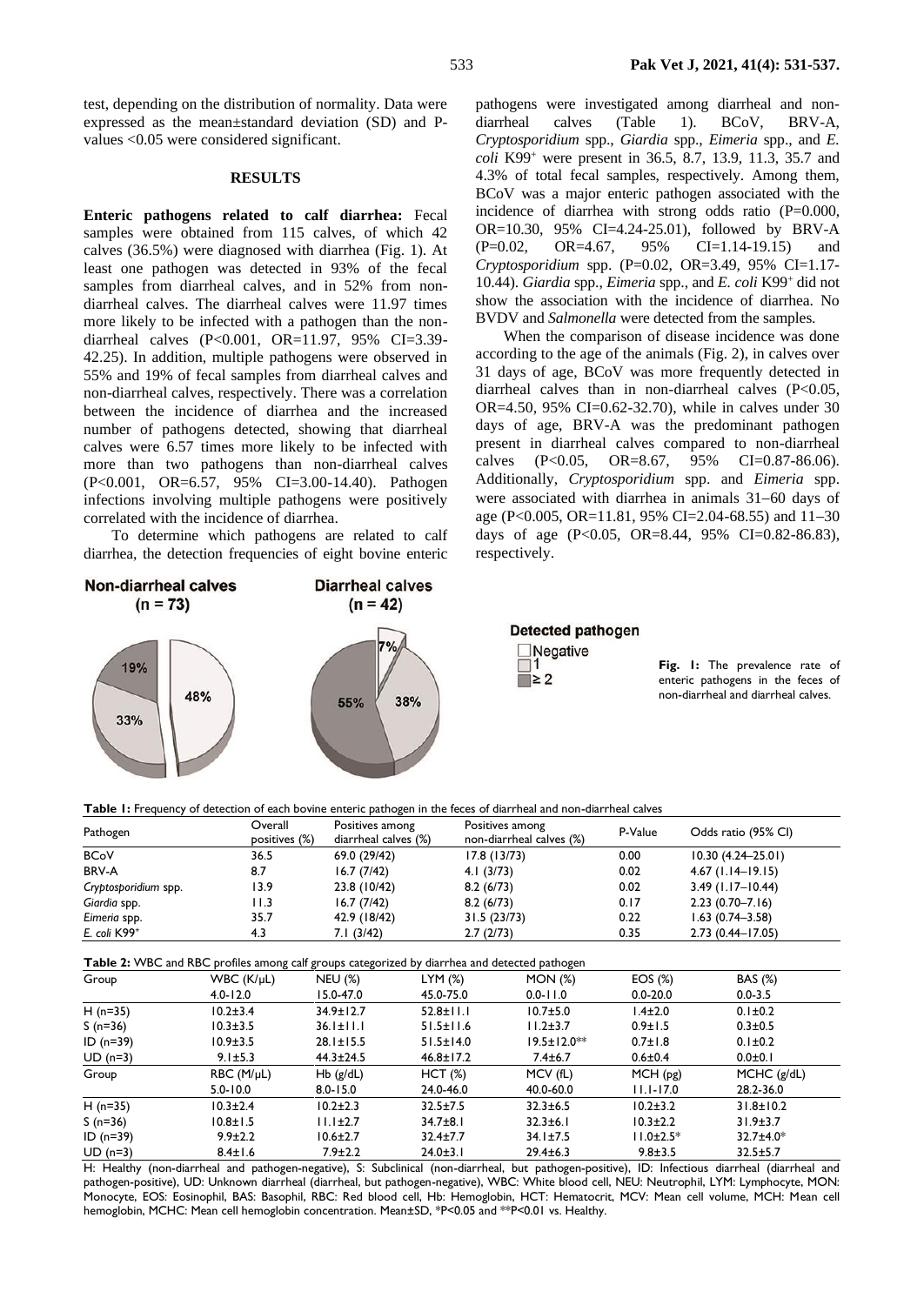test, depending on the distribution of normality. Data were expressed as the mean±standard deviation (SD) and P-values <0.05 were considered significant.

## RESULTS

**Enteric pathogens related to calf diarrhea:** Fecal samples were obtained from 115 calves, of which 42 calves (36.5%) were diagnosed with diarrhea (Fig. 1). At least one pathogen was detected in 93% of the fecal samples from diarrheal calves, and in 52% from non-diarrheal calves. The diarrheal calves were 11.97 times more likely to be infected with a pathogen than the non-diarrheal calves (P<0.001, OR=11.97, 95% CI=3.39-42.25). In addition, multiple pathogens were observed in 55% and 19% of fecal samples from diarrheal calves and non-diarrheal calves, respectively. There was a correlation between the incidence of diarrhea and the increased number of pathogens detected, showing that diarrheal calves were 6.57 times more likely to be infected with more than two pathogens than non-diarrheal calves (P<0.001, OR=6.57, 95% CI=3.00-14.40). Pathogen infections involving multiple pathogens were positively correlated with the incidence of diarrhea.

To determine which pathogens are related to calf diarrhea, the detection frequencies of eight bovine enteric pathogens were investigated among diarrheal and non-diarrheal calves (Table 1). BCoV, BRV-A, *Cryptosporidium* spp., *Giardia* spp., *Eimeria* spp., and *E. coli* K99+ were present in 36.5, 8.7, 13.9, 11.3, 35.7 and 4.3% of total fecal samples, respectively. Among them, BCoV was a major enteric pathogen associated with the incidence of diarrhea with strong odds ratio (P=0.000, OR=10.30, 95% CI=4.24-25.01), followed by BRV-A (P=0.02, OR=4.67, 95% CI=1.14-19.15) and *Cryptosporidium* spp. (P=0.02, OR=3.49, 95% CI=1.17-10.44). *Giardia* spp., *Eimeria* spp., and *E. coli* K99+ did not show the association with the incidence of diarrhea. No BVDV and *Salmonella* were detected from the samples.

When the comparison of disease incidence was done according to the age of the animals (Fig. 2), in calves over 31 days of age, BCoV was more frequently detected in diarrheal calves than in non-diarrheal calves (P<0.05, OR=4.50, 95% CI=0.62-32.70), while in calves under 30 days of age, BRV-A was the predominant pathogen present in diarrheal calves compared to non-diarrheal calves (P<0.05, OR=8.67, 95% CI=0.87-86.06). Additionally, *Cryptosporidium* spp. and *Eimeria* spp. were associated with diarrhea in animals 31–60 days of age (P<0.005, OR=11.81, 95% CI=2.04-68.55) and 11–30 days of age (P<0.05, OR=8.44, 95% CI=0.82-86.83), respectively.

Non-diarrheal calves (n = 73)

19%
48%
33%

Diarrheal calves (n = 42)

7%
55%
38%

Detected pathogen
Negative
1
≥ 2

**Fig. 1:** The prevalence rate of enteric pathogens in the feces of non-diarrheal and diarrheal calves.

**Table 1:** Frequency of detection of each bovine enteric pathogen in the feces of diarrheal and non-diarrheal calves

| Pathogen | Overall positives (%) | Positives among diarrheal calves (%) | Positives among non-diarrheal calves (%) | P-Value | Odds ratio (95% CI) |
|---|---|---|---|---|---|
| BCoV | 36.5 | 69.0 (29/42) | 17.8 (13/73) | 0.00 | 10.30 (4.24–25.01) |
| BRV-A | 8.7 | 16.7 (7/42) | 4.1 (3/73) | 0.02 | 4.67 (1.14–19.15) |
| *Cryptosporidium* spp. | 13.9 | 23.8 (10/42) | 8.2 (6/73) | 0.02 | 3.49 (1.17–10.44) |
| *Giardia* spp. | 11.3 | 16.7 (7/42) | 8.2 (6/73) | 0.17 | 2.23 (0.70–7.16) |
| *Eimeria* spp. | 35.7 | 42.9 (18/42) | 31.5 (23/73) | 0.22 | 1.63 (0.74–3.58) |
| *E. coli* K99+ | 4.3 | 7.1 (3/42) | 2.7 (2/73) | 0.35 | 2.73 (0.44–17.05) |

**Table 2:** WBC and RBC profiles among calf groups categorized by diarrhea and detected pathogen

| Group | WBC (K/μL) | NEU (%) | LYM (%) | MON (%) | EOS (%) | BAS (%) |
|---|---|---|---|---|---|---|
| | 4.0-12.0 | 15.0-47.0 | 45.0-75.0 | 0.0-11.0 | 0.0-20.0 | 0.0-3.5 |
| H (n=35) | 10.2±3.4 | 34.9±12.7 | 52.8±11.1 | 10.7±5.0 | 1.4±2.0 | 0.1±0.2 |
| S (n=36) | 10.3±3.5 | 36.1±11.1 | 51.5±11.6 | 11.2±3.7 | 0.9±1.5 | 0.3±0.5 |
| ID (n=39) | 10.9±3.5 | 28.1±15.5 | 51.5±14.0 | 19.5±12.0** | 0.7±1.8 | 0.1±0.2 |
| UD (n=3) | 9.1±5.3 | 44.3±24.5 | 46.8±17.2 | 7.4±6.7 | 0.6±0.4 | 0.0±0.1 |
| Group | RBC (M/μL) | Hb (g/dL) | HCT (%) | MCV (fL) | MCH (pg) | MCHC (g/dL) |
| | 5.0-10.0 | 8.0-15.0 | 24.0-46.0 | 40.0-60.0 | 11.1-17.0 | 28.2-36.0 |
| H (n=35) | 10.3±2.4 | 10.2±2.3 | 32.5±7.5 | 32.3±6.5 | 10.2±3.2 | 31.8±10.2 |
| S (n=36) | 10.8±1.5 | 11.1±2.7 | 34.7±8.1 | 32.3±6.1 | 10.3±2.2 | 31.9±3.7 |
| ID (n=39) | 9.9±2.2 | 10.6±2.7 | 32.4±7.7 | 34.1±7.5 | 11.0±2.5* | 32.7±4.0* |
| UD (n=3) | 8.4±1.6 | 7.9±2.2 | 24.0±3.1 | 29.4±6.3 | 9.8±3.5 | 32.5±5.7 |

H: Healthy (non-diarrheal and pathogen-negative), S: Subclinical (non-diarrheal, but pathogen-positive), ID: Infectious diarrheal (diarrheal and pathogen-positive), UD: Unknown diarrheal (diarrheal, but pathogen-negative), WBC: White blood cell, NEU: Neutrophil, LYM: Lymphocyte, MON: Monocyte, EOS: Eosinophil, BAS: Basophil, RBC: Red blood cell, Hb: Hemoglobin, HCT: Hematocrit, MCV: Mean cell volume, MCH: Mean cell hemoglobin, MCHC: Mean cell hemoglobin concentration. Mean±SD, *P<0.05 and **P<0.01 vs. Healthy.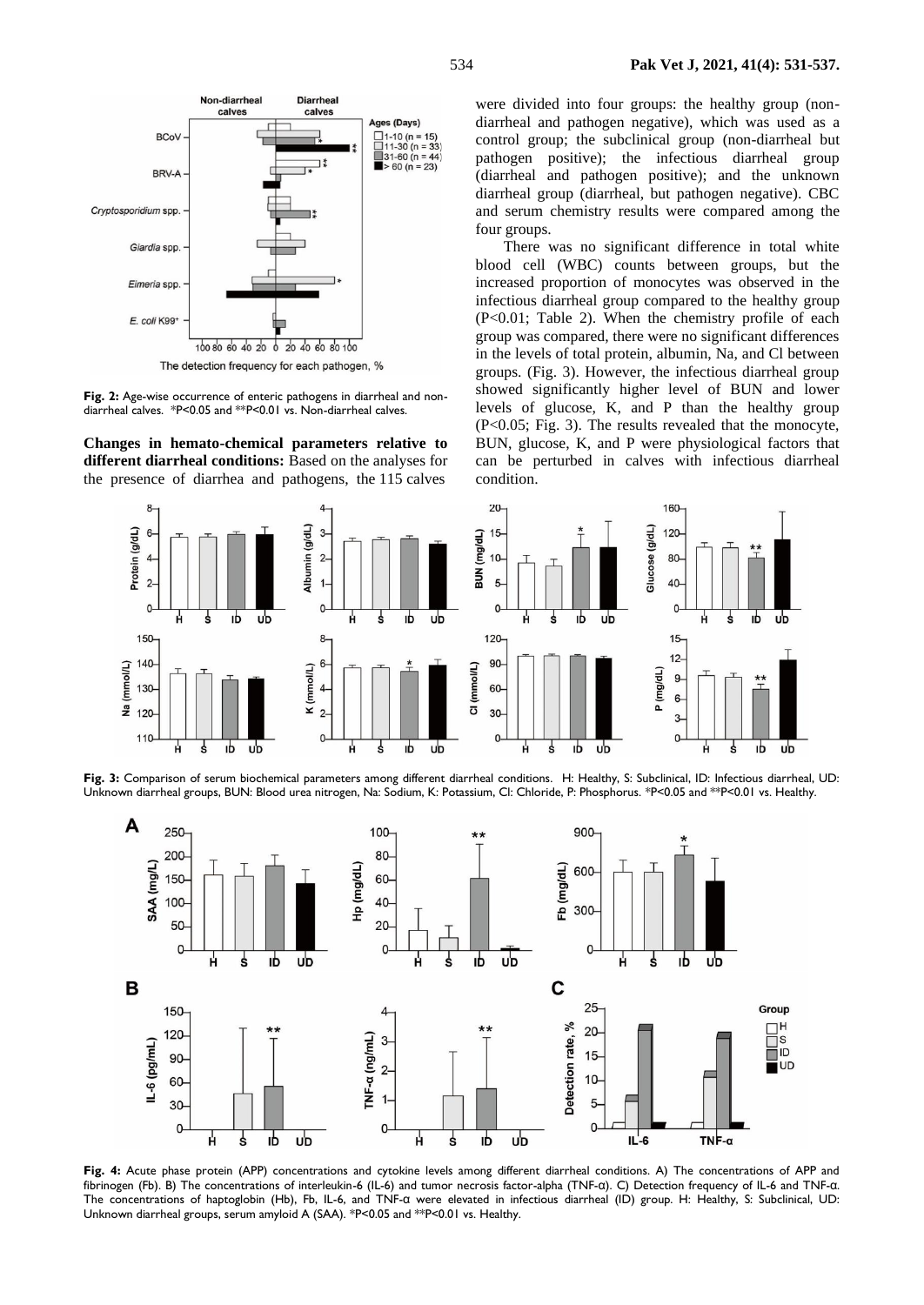Non-diarrheal calves

Diarrheal calves

Ages (Days)

1-10 (n = 15)

11-30 (n = 33)

31-60 (n = 44)

> 60 (n = 23)

BCoV

BRV-A

*Cryptosporidium* spp.

*Giardia* spp.

*Eimeria* spp.

*E. coli* K99+

100 80 60 40 20 0 20 40 60 80 100

The detection frequency for each pathogen, %

**Fig. 2:** Age-wise occurrence of enteric pathogens in diarrheal and non-diarrheal calves. *P<0.05 and **P<0.01 vs. Non-diarrheal calves.

**Changes in hemato-chemical parameters relative to different diarrheal conditions:** Based on the analyses for the presence of diarrhea and pathogens, the 115 calves were divided into four groups: the healthy group (non-diarrheal and pathogen negative), which was used as a control group; the subclinical group (non-diarrheal but pathogen positive); the infectious diarrheal group (diarrheal and pathogen positive); and the unknown diarrheal group (diarrheal, but pathogen negative). CBC and serum chemistry results were compared among the four groups.

There was no significant difference in total white blood cell (WBC) counts between groups, but the increased proportion of monocytes was observed in the infectious diarrheal group compared to the healthy group (P<0.01; Table 2). When the chemistry profile of each group was compared, there were no significant differences in the levels of total protein, albumin, Na, and Cl between groups. (Fig. 3). However, the infectious diarrheal group showed significantly higher level of BUN and lower levels of glucose, K, and P than the healthy group (P<0.05; Fig. 3). The results revealed that the monocyte, BUN, glucose, K, and P were physiological factors that can be perturbed in calves with infectious diarrheal condition.

Protein (g/dL)

Albumin (g/dL)

BUN (mg/dL)

Glucose (g/dL)

Na (mmol/L)

K (mmol/L)

Cl (mmol/L)

P (mg/dL)

H S ID UD

**Fig. 3:** Comparison of serum biochemical parameters among different diarrheal conditions. H: Healthy, S: Subclinical, ID: Infectious diarrheal, UD: Unknown diarrheal groups, BUN: Blood urea nitrogen, Na: Sodium, K: Potassium, Cl: Chloride, P: Phosphorus. *P<0.05 and **P<0.01 vs. Healthy.

A

SAA (mg/L)

Hp (mg/dL)

Fb (mg/dL)

B

IL-6 (pg/mL)

TNF-α (ng/mL)

C

Detection rate, %

Group

H

S

ID

UD

IL-6

TNF-α

**Fig. 4:** Acute phase protein (APP) concentrations and cytokine levels among different diarrheal conditions. A) The concentrations of APP and fibrinogen (Fb). B) The concentrations of interleukin-6 (IL-6) and tumor necrosis factor-alpha (TNF-α). C) Detection frequency of IL-6 and TNF-α. The concentrations of haptoglobin (Hb), Fb, IL-6, and TNF-α were elevated in infectious diarrheal (ID) group. H: Healthy, S: Subclinical, UD: Unknown diarrheal groups, serum amyloid A (SAA). *P<0.05 and **P<0.01 vs. Healthy.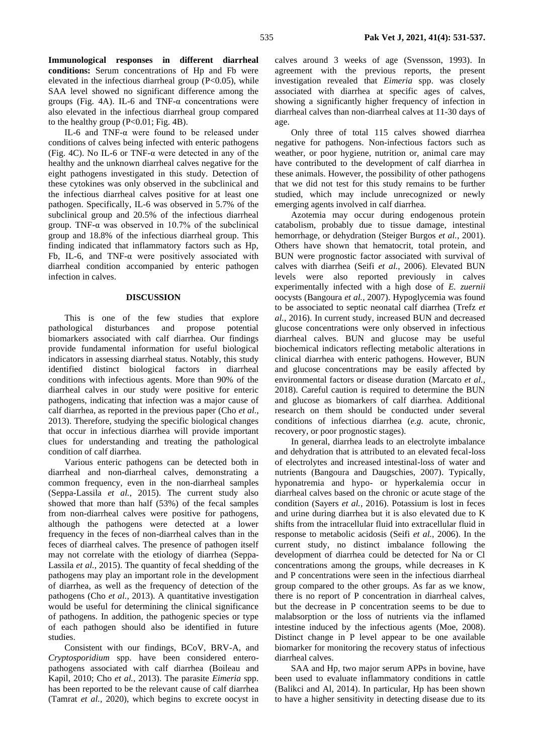**Immunological responses in different diarrheal conditions:** Serum concentrations of Hp and Fb were elevated in the infectious diarrheal group ($P<0.05$), while SAA level showed no significant difference among the groups (Fig. 4A). IL-6 and TNF-α concentrations were also elevated in the infectious diarrheal group compared to the healthy group ($P<0.01$; Fig. 4B).

IL-6 and TNF-α were found to be released under conditions of calves being infected with enteric pathogens (Fig. 4C). No IL-6 or TNF-α were detected in any of the healthy and the unknown diarrheal calves negative for the eight pathogens investigated in this study. Detection of these cytokines was only observed in the subclinical and the infectious diarrheal calves positive for at least one pathogen. Specifically, IL-6 was observed in 5.7% of the subclinical group and 20.5% of the infectious diarrheal group. TNF-α was observed in 10.7% of the subclinical group and 18.8% of the infectious diarrheal group. This finding indicated that inflammatory factors such as Hp, Fb, IL-6, and TNF-α were positively associated with diarrheal condition accompanied by enteric pathogen infection in calves.

## DISCUSSION

This is one of the few studies that explore pathological disturbances and propose potential biomarkers associated with calf diarrhea. Our findings provide fundamental information for useful biological indicators in assessing diarrheal status. Notably, this study identified distinct biological factors in diarrheal conditions with infectious agents. More than 90% of the diarrheal calves in our study were positive for enteric pathogens, indicating that infection was a major cause of calf diarrhea, as reported in the previous paper (Cho *et al.*, 2013). Therefore, studying the specific biological changes that occur in infectious diarrhea will provide important clues for understanding and treating the pathological condition of calf diarrhea.

Various enteric pathogens can be detected both in diarrheal and non-diarrheal calves, demonstrating a common frequency, even in the non-diarrheal samples (Seppa-Lassila *et al.*, 2015). The current study also showed that more than half (53%) of the fecal samples from non-diarrheal calves were positive for pathogens, although the pathogens were detected at a lower frequency in the feces of non-diarrheal calves than in the feces of diarrheal calves. The presence of pathogen itself may not correlate with the etiology of diarrhea (Seppa-Lassila *et al.*, 2015). The quantity of fecal shedding of the pathogens may play an important role in the development of diarrhea, as well as the frequency of detection of the pathogens (Cho *et al.*, 2013). A quantitative investigation would be useful for determining the clinical significance of pathogens. In addition, the pathogenic species or type of each pathogen should also be identified in future studies.

Consistent with our findings, BCoV, BRV-A, and *Cryptosporidium* spp. have been considered entero-pathogens associated with calf diarrhea (Boileau and Kapil, 2010; Cho *et al.*, 2013). The parasite *Eimeria* spp. has been reported to be the relevant cause of calf diarrhea (Tamrat *et al.*, 2020), which begins to excrete oocyst in calves around 3 weeks of age (Svensson, 1993). In agreement with the previous reports, the present investigation revealed that *Eimeria* spp. was closely associated with diarrhea at specific ages of calves, showing a significantly higher frequency of infection in diarrheal calves than non-diarrheal calves at 11-30 days of age.

Only three of total 115 calves showed diarrhea negative for pathogens. Non-infectious factors such as weather, or poor hygiene, nutrition or, animal care may have contributed to the development of calf diarrhea in these animals. However, the possibility of other pathogens that we did not test for this study remains to be further studied, which may include unrecognized or newly emerging agents involved in calf diarrhea.

Azotemia may occur during endogenous protein catabolism, probably due to tissue damage, intestinal hemorrhage, or dehydration (Steiger Burgos *et al.*, 2001). Others have shown that hematocrit, total protein, and BUN were prognostic factor associated with survival of calves with diarrhea (Seifi *et al.*, 2006). Elevated BUN levels were also reported previously in calves experimentally infected with a high dose of *E. zuernii* oocysts (Bangoura *et al.*, 2007). Hypoglycemia was found to be associated to septic neonatal calf diarrhea (Trefz *et al.*, 2016). In current study, increased BUN and decreased glucose concentrations were only observed in infectious diarrheal calves. BUN and glucose may be useful biochemical indicators reflecting metabolic alterations in clinical diarrhea with enteric pathogens. However, BUN and glucose concentrations may be easily affected by environmental factors or disease duration (Marcato *et al.*, 2018). Careful caution is required to determine the BUN and glucose as biomarkers of calf diarrhea. Additional research on them should be conducted under several conditions of infectious diarrhea (*e.g.* acute, chronic, recovery, or poor prognostic stages).

In general, diarrhea leads to an electrolyte imbalance and dehydration that is attributed to an elevated fecal-loss of electrolytes and increased intestinal-loss of water and nutrients (Bangoura and Daugschies, 2007). Typically, hyponatremia and hypo- or hyperkalemia occur in diarrheal calves based on the chronic or acute stage of the condition (Sayers *et al.*, 2016). Potassium is lost in feces and urine during diarrhea but it is also elevated due to K shifts from the intracellular fluid into extracellular fluid in response to metabolic acidosis (Seifi *et al.*, 2006). In the current study, no distinct imbalance following the development of diarrhea could be detected for Na or Cl concentrations among the groups, while decreases in K and P concentrations were seen in the infectious diarrheal group compared to the other groups. As far as we know, there is no report of P concentration in diarrheal calves, but the decrease in P concentration seems to be due to malabsorption or the loss of nutrients via the inflamed intestine induced by the infectious agents (Moe, 2008). Distinct change in P level appear to be one available biomarker for monitoring the recovery status of infectious diarrheal calves.

SAA and Hp, two major serum APPs in bovine, have been used to evaluate inflammatory conditions in cattle (Balikci and Al, 2014). In particular, Hp has been shown to have a higher sensitivity in detecting disease due to its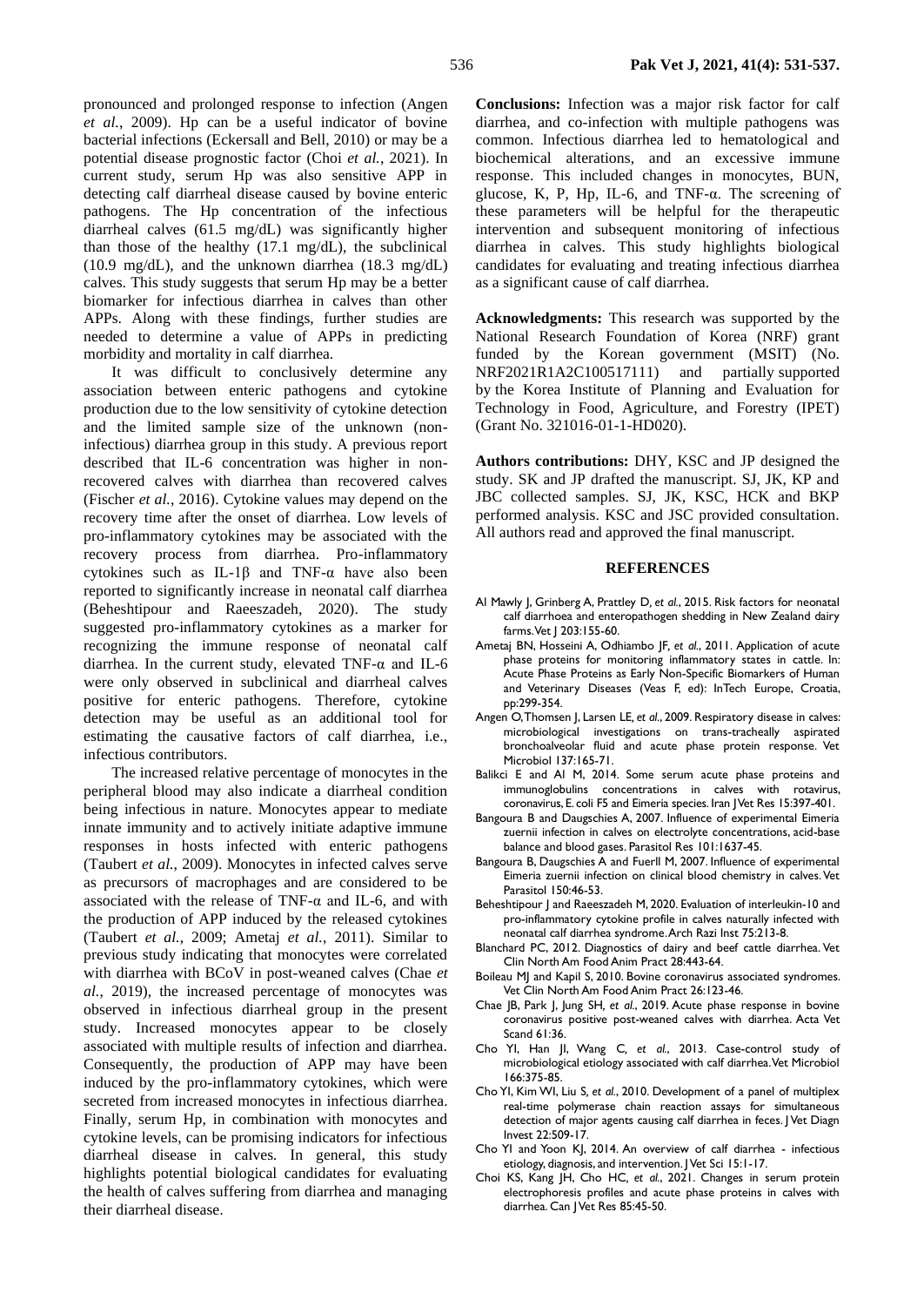pronounced and prolonged response to infection (Angen *et al.*, 2009). Hp can be a useful indicator of bovine bacterial infections (Eckersall and Bell, 2010) or may be a potential disease prognostic factor (Choi *et al.*, 2021). In current study, serum Hp was also sensitive APP in detecting calf diarrheal disease caused by bovine enteric pathogens. The Hp concentration of the infectious diarrheal calves (61.5 mg/dL) was significantly higher than those of the healthy (17.1 mg/dL), the subclinical (10.9 mg/dL), and the unknown diarrhea (18.3 mg/dL) calves. This study suggests that serum Hp may be a better biomarker for infectious diarrhea in calves than other APPs. Along with these findings, further studies are needed to determine a value of APPs in predicting morbidity and mortality in calf diarrhea.

It was difficult to conclusively determine any association between enteric pathogens and cytokine production due to the low sensitivity of cytokine detection and the limited sample size of the unknown (non-infectious) diarrhea group in this study. A previous report described that IL-6 concentration was higher in non-recovered calves with diarrhea than recovered calves (Fischer *et al.*, 2016). Cytokine values may depend on the recovery time after the onset of diarrhea. Low levels of pro-inflammatory cytokines may be associated with the recovery process from diarrhea. Pro-inflammatory cytokines such as IL-1β and TNF-α have also been reported to significantly increase in neonatal calf diarrhea (Beheshtipour and Raeeszadeh, 2020). The study suggested pro-inflammatory cytokines as a marker for recognizing the immune response of neonatal calf diarrhea. In the current study, elevated TNF-α and IL-6 were only observed in subclinical and diarrheal calves positive for enteric pathogens. Therefore, cytokine detection may be useful as an additional tool for estimating the causative factors of calf diarrhea, i.e., infectious contributors.

The increased relative percentage of monocytes in the peripheral blood may also indicate a diarrheal condition being infectious in nature. Monocytes appear to mediate innate immunity and to actively initiate adaptive immune responses in hosts infected with enteric pathogens (Taubert *et al.*, 2009). Monocytes in infected calves serve as precursors of macrophages and are considered to be associated with the release of TNF-α and IL-6, and with the production of APP induced by the released cytokines (Taubert *et al.*, 2009; Ametaj *et al.*, 2011). Similar to previous study indicating that monocytes were correlated with diarrhea with BCoV in post-weaned calves (Chae *et al.*, 2019), the increased percentage of monocytes was observed in infectious diarrheal group in the present study. Increased monocytes appear to be closely associated with multiple results of infection and diarrhea. Consequently, the production of APP may have been induced by the pro-inflammatory cytokines, which were secreted from increased monocytes in infectious diarrhea. Finally, serum Hp, in combination with monocytes and cytokine levels, can be promising indicators for infectious diarrheal disease in calves. In general, this study highlights potential biological candidates for evaluating the health of calves suffering from diarrhea and managing their diarrheal disease.

**Conclusions:** Infection was a major risk factor for calf diarrhea, and co-infection with multiple pathogens was common. Infectious diarrhea led to hematological and biochemical alterations, and an excessive immune response. This included changes in monocytes, BUN, glucose, K, P, Hp, IL-6, and TNF-α. The screening of these parameters will be helpful for the therapeutic intervention and subsequent monitoring of infectious diarrhea in calves. This study highlights biological candidates for evaluating and treating infectious diarrhea as a significant cause of calf diarrhea.

**Acknowledgments:** This research was supported by the National Research Foundation of Korea (NRF) grant funded by the Korean government (MSIT) (No. NRF2021R1A2C100517111) and partially supported by the Korea Institute of Planning and Evaluation for Technology in Food, Agriculture, and Forestry (IPET) (Grant No. 321016-01-1-HD020).

**Authors contributions:** DHY, KSC and JP designed the study. SK and JP drafted the manuscript. SJ, JK, KP and JBC collected samples. SJ, JK, KSC, HCK and BKP performed analysis. KSC and JSC provided consultation. All authors read and approved the final manuscript.

## REFERENCES

Al Mawly J, Grinberg A, Prattley D, *et al.*, 2015. Risk factors for neonatal calf diarrhoea and enteropathogen shedding in New Zealand dairy farms. Vet J 203:155-60.

Ametaj BN, Hosseini A, Odhiambo JF, *et al.*, 2011. Application of acute phase proteins for monitoring inflammatory states in cattle. In: Acute Phase Proteins as Early Non-Specific Biomarkers of Human and Veterinary Diseases (Veas F, ed): InTech Europe, Croatia, pp:299-354.

Angen O, Thomsen J, Larsen LE, *et al.*, 2009. Respiratory disease in calves: microbiological investigations on trans-tracheally aspirated bronchoalveolar fluid and acute phase protein response. Vet Microbiol 137:165-71.

Balikci E and Al M, 2014. Some serum acute phase proteins and immunoglobulins concentrations in calves with rotavirus, coronavirus, E. coli F5 and Eimeria species. Iran J Vet Res 15:397-401.

Bangoura B and Daugschies A, 2007. Influence of experimental Eimeria zuernii infection in calves on electrolyte concentrations, acid-base balance and blood gases. Parasitol Res 101:1637-45.

Bangoura B, Daugschies A and Fuerll M, 2007. Influence of experimental Eimeria zuernii infection on clinical blood chemistry in calves. Vet Parasitol 150:46-53.

Beheshtipour J and Raeeszadeh M, 2020. Evaluation of interleukin-10 and pro-inflammatory cytokine profile in calves naturally infected with neonatal calf diarrhea syndrome. Arch Razi Inst 75:213-8.

Blanchard PC, 2012. Diagnostics of dairy and beef cattle diarrhea. Vet Clin North Am Food Anim Pract 28:443-64.

Boileau MJ and Kapil S, 2010. Bovine coronavirus associated syndromes. Vet Clin North Am Food Anim Pract 26:123-46.

Chae JB, Park J, Jung SH, *et al.*, 2019. Acute phase response in bovine coronavirus positive post-weaned calves with diarrhea. Acta Vet Scand 61:36.

Cho YI, Han JI, Wang C, *et al.*, 2013. Case-control study of microbiological etiology associated with calf diarrhea. Vet Microbiol 166:375-85.

Cho YI, Kim WI, Liu S, *et al.*, 2010. Development of a panel of multiplex real-time polymerase chain reaction assays for simultaneous detection of major agents causing calf diarrhea in feces. J Vet Diagn Invest 22:509-17.

Cho YI and Yoon KJ, 2014. An overview of calf diarrhea - infectious etiology, diagnosis, and intervention. J Vet Sci 15:1-17.

Choi KS, Kang JH, Cho HC, *et al.*, 2021. Changes in serum protein electrophoresis profiles and acute phase proteins in calves with diarrhea. Can J Vet Res 85:45-50.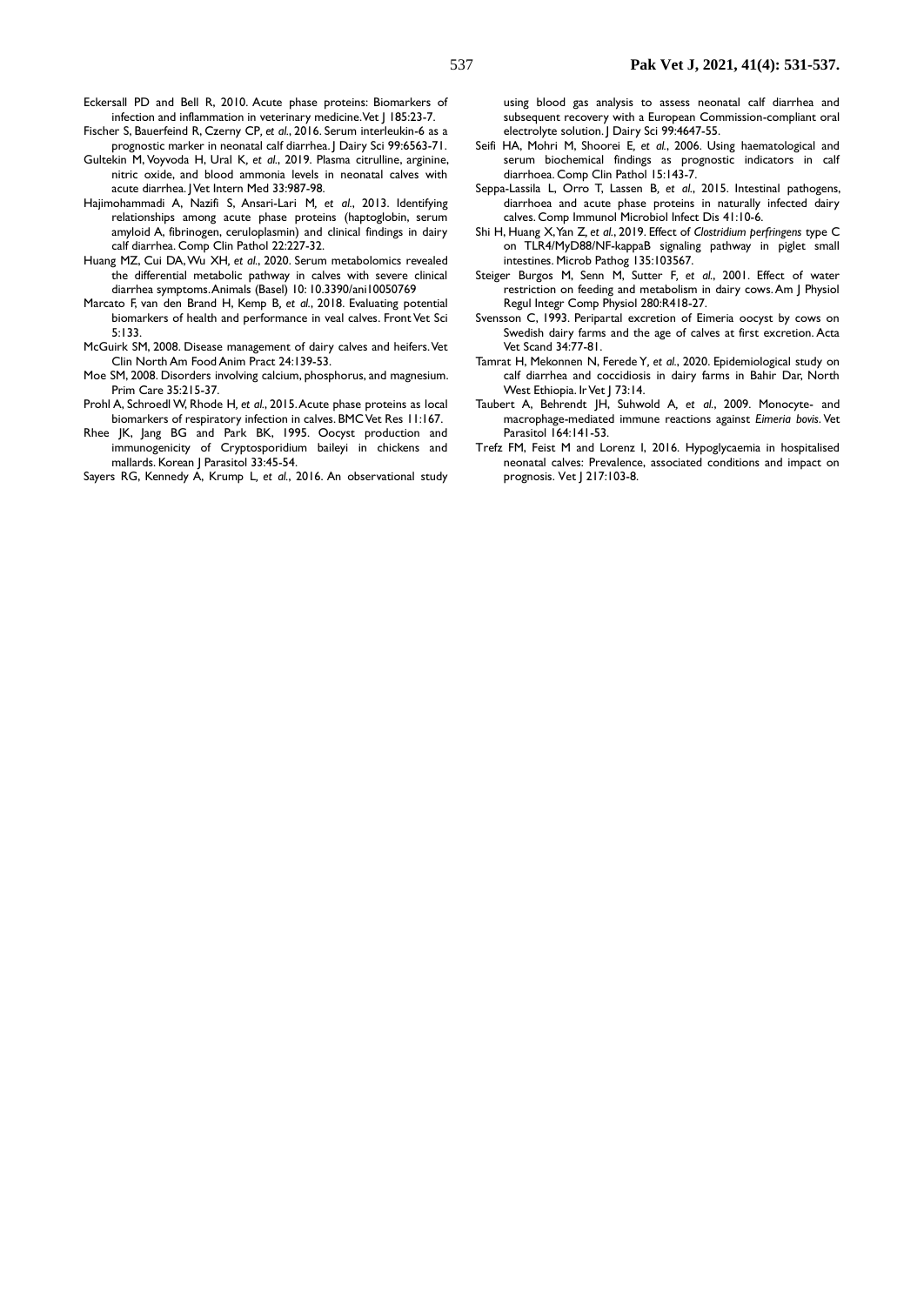Eckersall PD and Bell R, 2010. Acute phase proteins: Biomarkers of infection and inflammation in veterinary medicine. Vet J 185:23-7.

Fischer S, Bauerfeind R, Czerny CP, *et al.*, 2016. Serum interleukin-6 as a prognostic marker in neonatal calf diarrhea. J Dairy Sci 99:6563-71.

Gultekin M, Voyvoda H, Ural K, *et al.*, 2019. Plasma citrulline, arginine, nitric oxide, and blood ammonia levels in neonatal calves with acute diarrhea. J Vet Intern Med 33:987-98.

Hajimohammadi A, Nazifi S, Ansari-Lari M, *et al.*, 2013. Identifying relationships among acute phase proteins (haptoglobin, serum amyloid A, fibrinogen, ceruloplasmin) and clinical findings in dairy calf diarrhea. Comp Clin Pathol 22:227-32.

Huang MZ, Cui DA, Wu XH, *et al.*, 2020. Serum metabolomics revealed the differential metabolic pathway in calves with severe clinical diarrhea symptoms. Animals (Basel) 10: 10.3390/ani10050769

Marcato F, van den Brand H, Kemp B, *et al.*, 2018. Evaluating potential biomarkers of health and performance in veal calves. Front Vet Sci 5:133.

McGuirk SM, 2008. Disease management of dairy calves and heifers. Vet Clin North Am Food Anim Pract 24:139-53.

Moe SM, 2008. Disorders involving calcium, phosphorus, and magnesium. Prim Care 35:215-37.

Prohl A, Schroedl W, Rhode H, *et al.*, 2015. Acute phase proteins as local biomarkers of respiratory infection in calves. BMC Vet Res 11:167.

Rhee JK, Jang BG and Park BK, 1995. Oocyst production and immunogenicity of Cryptosporidium baileyi in chickens and mallards. Korean J Parasitol 33:45-54.

Sayers RG, Kennedy A, Krump L, *et al.*, 2016. An observational study using blood gas analysis to assess neonatal calf diarrhea and subsequent recovery with a European Commission-compliant oral electrolyte solution. J Dairy Sci 99:4647-55.

Seifi HA, Mohri M, Shoorei E, *et al.*, 2006. Using haematological and serum biochemical findings as prognostic indicators in calf diarrhoea. Comp Clin Pathol 15:143-7.

Seppa-Lassila L, Orro T, Lassen B, *et al.*, 2015. Intestinal pathogens, diarrhoea and acute phase proteins in naturally infected dairy calves. Comp Immunol Microbiol Infect Dis 41:10-6.

Shi H, Huang X, Yan Z, *et al.*, 2019. Effect of *Clostridium perfringens* type C on TLR4/MyD88/NF-kappaB signaling pathway in piglet small intestines. Microb Pathog 135:103567.

Steiger Burgos M, Senn M, Sutter F, *et al.*, 2001. Effect of water restriction on feeding and metabolism in dairy cows. Am J Physiol Regul Integr Comp Physiol 280:R418-27.

Svensson C, 1993. Peripartal excretion of Eimeria oocyst by cows on Swedish dairy farms and the age of calves at first excretion. Acta Vet Scand 34:77-81.

Tamrat H, Mekonnen N, Ferede Y, *et al.*, 2020. Epidemiological study on calf diarrhea and coccidiosis in dairy farms in Bahir Dar, North West Ethiopia. Ir Vet J 73:14.

Taubert A, Behrendt JH, Suhwold A, *et al.*, 2009. Monocyte- and macrophage-mediated immune reactions against *Eimeria bovis*. Vet Parasitol 164:141-53.

Trefz FM, Feist M and Lorenz I, 2016. Hypoglycaemia in hospitalised neonatal calves: Prevalence, associated conditions and impact on prognosis. Vet J 217:103-8.